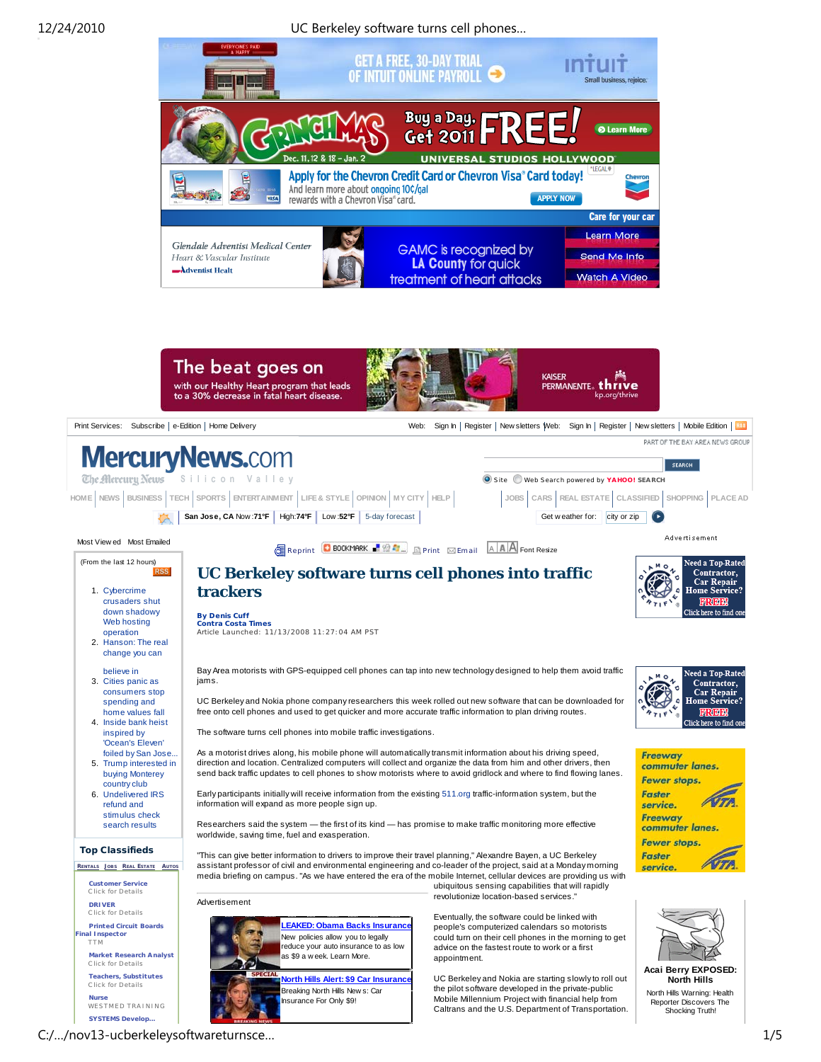# UC Berkeley software turns cell phones into traffic trackers

**By Denis Cuff**
**Contra Costa Times**
Article Launched: 11/13/2008 11:27:04 AM PST

Bay Area motorists with GPS-equipped cell phones can tap into new technology designed to help them avoid traffic jams.

UC Berkeley and Nokia phone company researchers this week rolled out new software that can be downloaded for free onto cell phones and used to get quicker and more accurate traffic information to plan driving routes.

The software turns cell phones into mobile traffic investigations.

As a motorist drives along, his mobile phone will automatically transmit information about his driving speed, direction and location. Centralized computers will collect and organize the data from him and other drivers, then send back traffic updates to cell phones to show motorists where to avoid gridlock and where to find flowing lanes.

Early participants initially will receive information from the existing 511.org traffic-information system, but the information will expand as more people sign up.

Researchers said the system — the first of its kind — has promise to make traffic monitoring more effective worldwide, saving time, fuel and exasperation.

"This can give better information to drivers to improve their travel planning," Alexandre Bayen, a UC Berkeley assistant professor of civil and environmental engineering and co-leader of the project, said at a Monday morning media briefing on campus. "As we have entered the era of the mobile Internet, cellular devices are providing us with ubiquitous sensing capabilities that will rapidly revolutionize location-based services."

Eventually, the software could be linked with people's computerized calendars so motorists could turn on their cell phones in the morning to get advice on the fastest route to work or a first appointment.

UC Berkeley and Nokia are starting slowly to roll out the pilot software developed in the private-public Mobile Millennium Project with financial help from Caltrans and the U.S. Department of Transportation.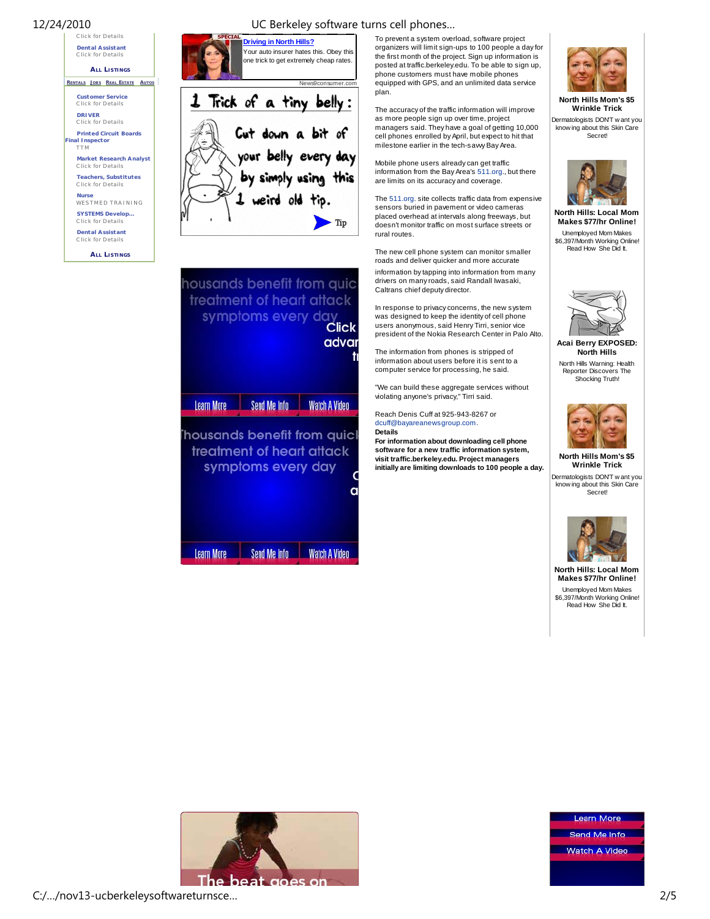To prevent a system overload, software project organizers will limit sign-ups to 100 people a day for the first month of the project. Sign up information is posted at traffic.berkeley.edu. To be able to sign up, phone customers must have mobile phones equipped with GPS, and an unlimited data service plan.

The accuracy of the traffic information will improve as more people sign up over time, project managers said. They have a goal of getting 10,000 cell phones enrolled by April, but expect to hit that milestone earlier in the tech-savvy Bay Area.

Mobile phone users already can get traffic information from the Bay Area's 511.org., but there are limits on its accuracy and coverage.

The 511.org. site collects traffic data from expensive sensors buried in pavement or video cameras placed overhead at intervals along freeways, but doesn't monitor traffic on most surface streets or rural routes.

The new cell phone system can monitor smaller roads and deliver quicker and more accurate information by tapping into information from many drivers on many roads, said Randall Iwasaki, Caltrans chief deputy director.

In response to privacy concerns, the new system was designed to keep the identity of cell phone users anonymous, said Henry Tirri, senior vice president of the Nokia Research Center in Palo Alto.

The information from phones is stripped of information about users before it is sent to a computer service for processing, he said.

"We can build these aggregate services without violating anyone's privacy," Tirri said.

Reach Denis Cuff at 925-943-8267 or dcuff@bayareanewsgroup.com.

**Details**

**For information about downloading cell phone software for a new traffic information system, visit traffic.berkeley.edu. Project managers initially are limiting downloads to 100 people a day.**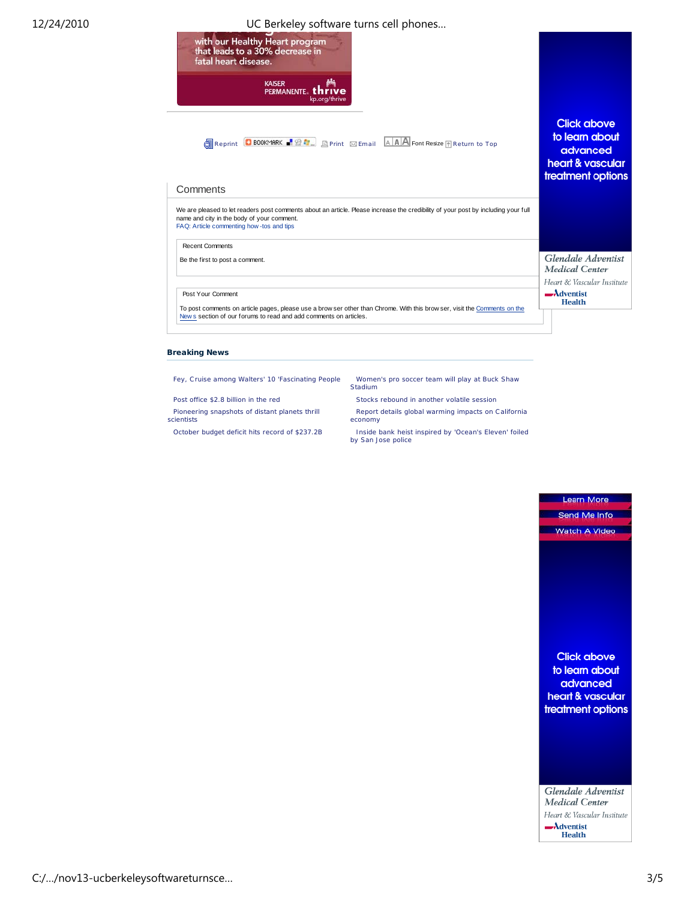with our Healthy Heart program that leads to a 30% decrease in fatal heart disease.

KAISER PERMANENTE. thrive kp.org/thrive

Reprint BOOKMARK Print Email A A A Font Resize Return to Top

Click above to learn about advanced heart & vascular treatment options

Glendale Adventist Medical Center

Heart & Vascular Insitute

Adventist Health

## Comments

We are pleased to let readers post comments about an article. Please increase the credibility of your post by including your full name and city in the body of your comment.

FAQ: Article commenting how-tos and tips

Recent Comments

Be the first to post a comment.

Post Your Comment

To post comments on article pages, please use a browser other than Chrome. With this browser, visit the Comments on the News section of our forums to read and add comments on articles.

### Breaking News

- Fey, Cruise among Walters' 10 'Fascinating People
- Women's pro soccer team will play at Buck Shaw Stadium
- Post office $2.8 billion in the red
- Stocks rebound in another volatile session
- Pioneering snapshots of distant planets thrill scientists
- Report details global warming impacts on California economy
- October budget deficit hits record of $237.2B
- Inside bank heist inspired by 'Ocean's Eleven' foiled by San Jose police

Learn More

Send Me Info

Watch A Video

Click above to learn about advanced heart & vascular treatment options

Glendale Adventist Medical Center

Heart & Vascular Insitute

Adventist Health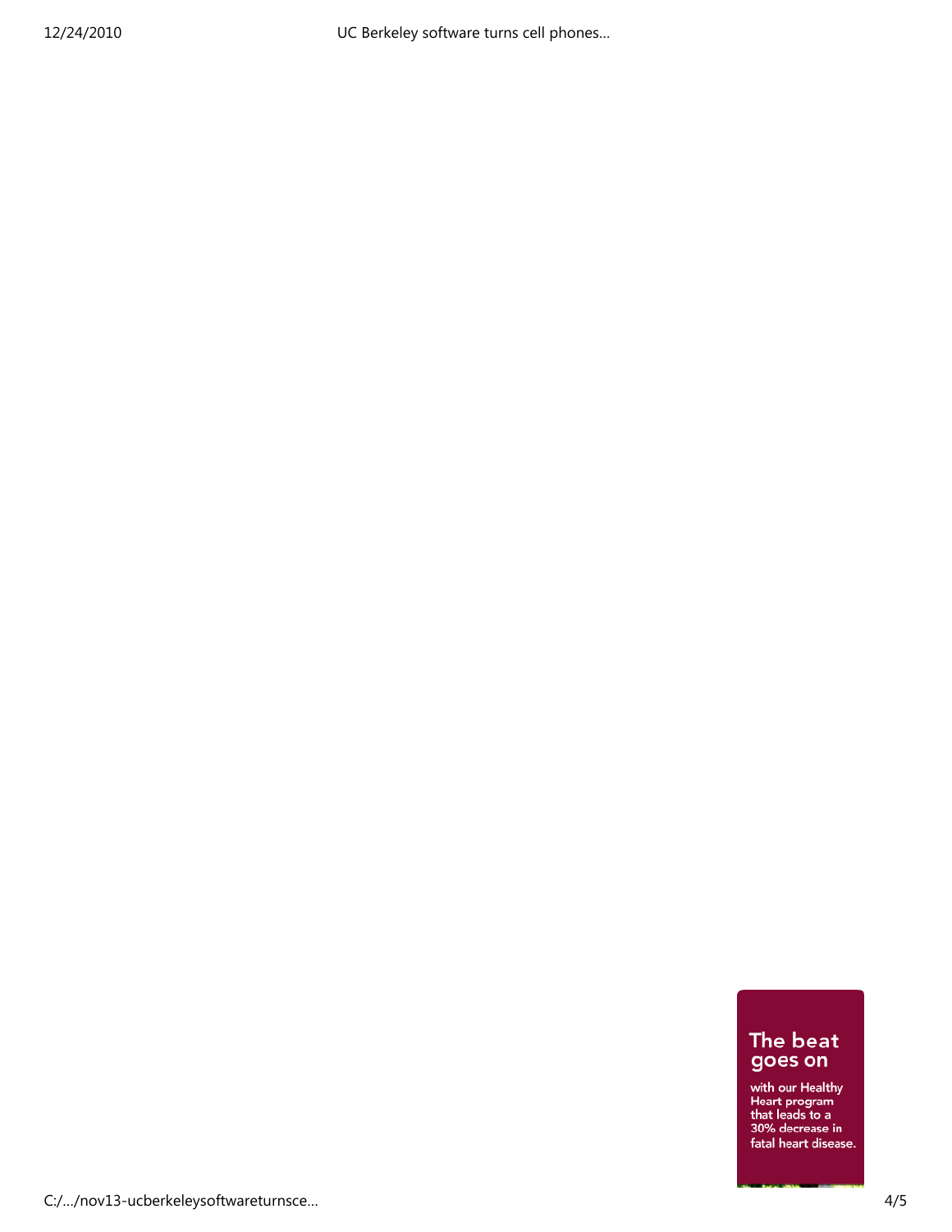The beat goes on

with our Healthy Heart program that leads to a 30% decrease in fatal heart disease.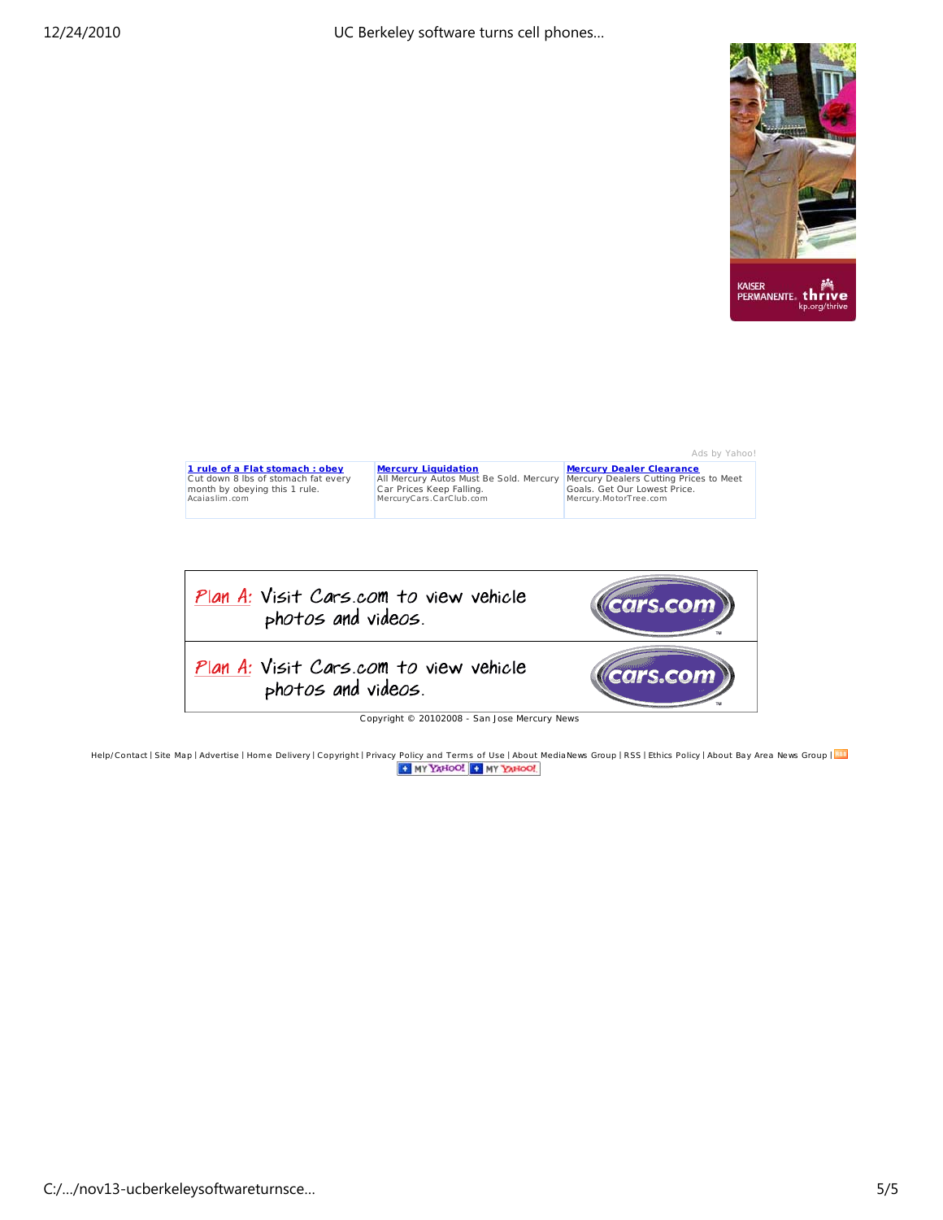Ads by Yahoo!

| | | |
|---|---|---|
| **1 rule of a Flat stomach : obey** Cut down 8 lbs of stomach fat every month by obeying this 1 rule. Acaiaslim.com | **Mercury Liquidation** All Mercury Autos Must Be Sold. Mercury Car Prices Keep Falling. MercuryCars.CarClub.com | **Mercury Dealer Clearance** Mercury Dealers Cutting Prices to Meet Goals. Get Our Lowest Price. Mercury.MotorTree.com |

Plan A: Visit Cars.com to view vehicle photos and videos.

Plan A: Visit Cars.com to view vehicle photos and videos.

Copyright © 20102008 - San Jose Mercury News

Help/Contact | Site Map | Advertise | Home Delivery | Copyright | Privacy Policy and Terms of Use | About MediaNews Group | RSS | Ethics Policy | About Bay Area News Group |